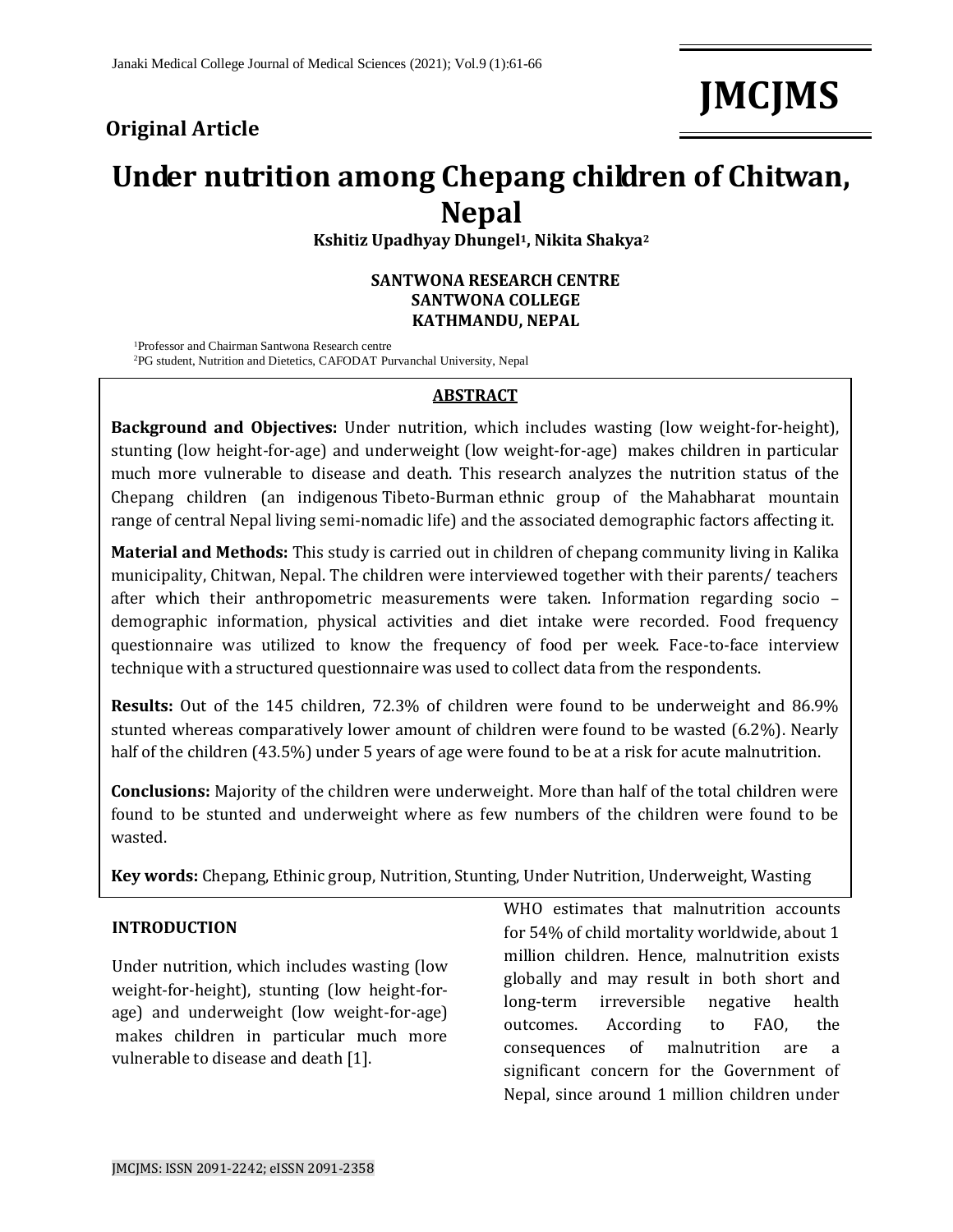**Original Article**

# Under nutrition among Chepang children of Chitwan, Nepal

**Kshitiz Upadhyay Dhungel[1], Nikita Shakya[2]**

**SANTWONA RESEARCH CENTRE**
**SANTWONA COLLEGE**
**KATHMANDU, NEPAL**

[1]Professor and Chairman Santwona Research centre
[2]PG student, Nutrition and Dietetics, CAFODAT Purvanchal University, Nepal

## ABSTRACT

**Background and Objectives:** Under nutrition, which includes wasting (low weight-for-height), stunting (low height-for-age) and underweight (low weight-for-age) makes children in particular much more vulnerable to disease and death. This research analyzes the nutrition status of the Chepang children (an indigenous Tibeto-Burman ethnic group of the Mahabharat mountain range of central Nepal living semi-nomadic life) and the associated demographic factors affecting it.

**Material and Methods:** This study is carried out in children of chepang community living in Kalika municipality, Chitwan, Nepal. The children were interviewed together with their parents/ teachers after which their anthropometric measurements were taken. Information regarding socio – demographic information, physical activities and diet intake were recorded. Food frequency questionnaire was utilized to know the frequency of food per week. Face-to-face interview technique with a structured questionnaire was used to collect data from the respondents.

**Results:** Out of the 145 children, 72.3% of children were found to be underweight and 86.9% stunted whereas comparatively lower amount of children were found to be wasted (6.2%). Nearly half of the children (43.5%) under 5 years of age were found to be at a risk for acute malnutrition.

**Conclusions:** Majority of the children were underweight. More than half of the total children were found to be stunted and underweight where as few numbers of the children were found to be wasted.

**Key words:** Chepang, Ethinic group, Nutrition, Stunting, Under Nutrition, Underweight, Wasting

## INTRODUCTION

Under nutrition, which includes wasting (low weight-for-height), stunting (low height-for-age) and underweight (low weight-for-age) makes children in particular much more vulnerable to disease and death [1].

WHO estimates that malnutrition accounts for 54% of child mortality worldwide, about 1 million children. Hence, malnutrition exists globally and may result in both short and long-term irreversible negative health outcomes. According to FAO, the consequences of malnutrition are a significant concern for the Government of Nepal, since around 1 million children under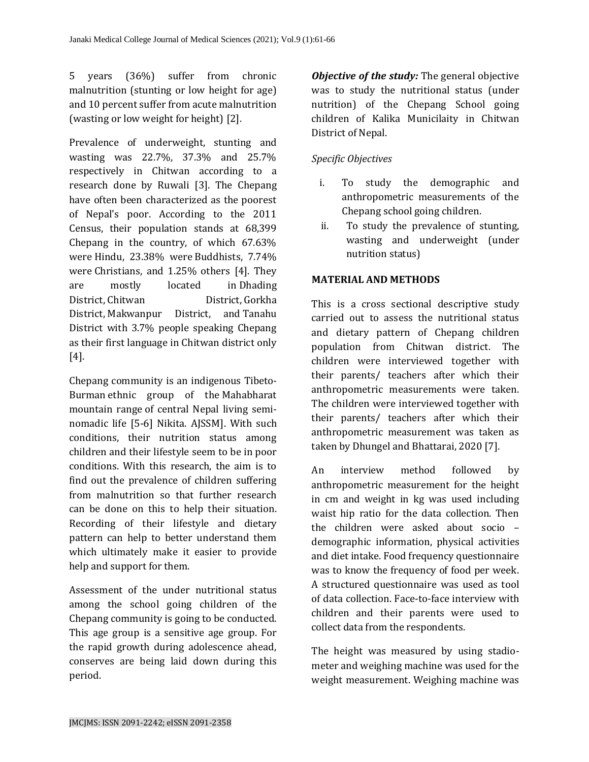5 years (36%) suffer from chronic malnutrition (stunting or low height for age) and 10 percent suffer from acute malnutrition (wasting or low weight for height) [2].

Prevalence of underweight, stunting and wasting was 22.7%, 37.3% and 25.7% respectively in Chitwan according to a research done by Ruwali [3]. The Chepang have often been characterized as the poorest of Nepal's poor. According to the 2011 Census, their population stands at 68,399 Chepang in the country, of which 67.63% were Hindu, 23.38% were Buddhists, 7.74% were Christians, and 1.25% others [4]. They are mostly located in Dhading District, Chitwan District, Gorkha District, Makwanpur District, and Tanahu District with 3.7% people speaking Chepang as their first language in Chitwan district only [4].

Chepang community is an indigenous Tibeto-Burman ethnic group of the Mahabharat mountain range of central Nepal living semi-nomadic life [5-6] Nikita. AJSSM]. With such conditions, their nutrition status among children and their lifestyle seem to be in poor conditions. With this research, the aim is to find out the prevalence of children suffering from malnutrition so that further research can be done on this to help their situation. Recording of their lifestyle and dietary pattern can help to better understand them which ultimately make it easier to provide help and support for them.

Assessment of the under nutritional status among the school going children of the Chepang community is going to be conducted. This age group is a sensitive age group. For the rapid growth during adolescence ahead, conserves are being laid down during this period.

***Objective of the study:*** The general objective was to study the nutritional status (under nutrition) of the Chepang School going children of Kalika Municilaity in Chitwan District of Nepal.

*Specific Objectives*

i. To study the demographic and anthropometric measurements of the Chepang school going children.
ii. To study the prevalence of stunting, wasting and underweight (under nutrition status)

## MATERIAL AND METHODS

This is a cross sectional descriptive study carried out to assess the nutritional status and dietary pattern of Chepang children population from Chitwan district. The children were interviewed together with their parents/ teachers after which their anthropometric measurements were taken. The children were interviewed together with their parents/ teachers after which their anthropometric measurement was taken as taken by Dhungel and Bhattarai, 2020 [7].

An interview method followed by anthropometric measurement for the height in cm and weight in kg was used including waist hip ratio for the data collection. Then the children were asked about socio – demographic information, physical activities and diet intake. Food frequency questionnaire was to know the frequency of food per week. A structured questionnaire was used as tool of data collection. Face-to-face interview with children and their parents were used to collect data from the respondents.

The height was measured by using stadio-meter and weighing machine was used for the weight measurement. Weighing machine was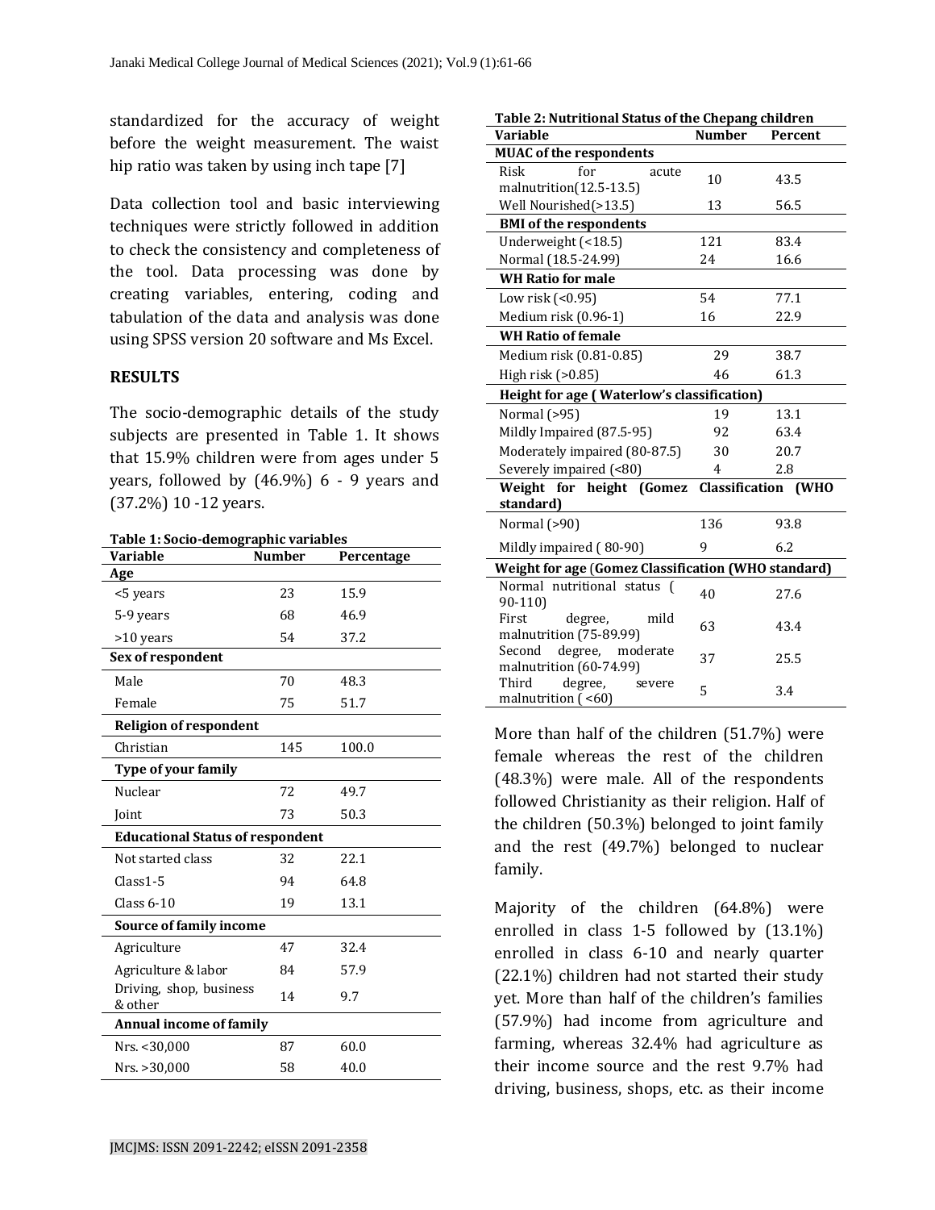standardized for the accuracy of weight before the weight measurement. The waist hip ratio was taken by using inch tape [7]

Data collection tool and basic interviewing techniques were strictly followed in addition to check the consistency and completeness of the tool. Data processing was done by creating variables, entering, coding and tabulation of the data and analysis was done using SPSS version 20 software and Ms Excel.

**RESULTS**

The socio-demographic details of the study subjects are presented in Table 1. It shows that 15.9% children were from ages under 5 years, followed by (46.9%) 6 - 9 years and (37.2%) 10 -12 years.

**Table 1: Socio-demographic variables**

| Variable | Number | Percentage |
|---|---|---|
| **Age** | | |
| <5 years | 23 | 15.9 |
| 5-9 years | 68 | 46.9 |
| >10 years | 54 | 37.2 |
| **Sex of respondent** | | |
| Male | 70 | 48.3 |
| Female | 75 | 51.7 |
| **Religion of respondent** | | |
| Christian | 145 | 100.0 |
| **Type of your family** | | |
| Nuclear | 72 | 49.7 |
| Joint | 73 | 50.3 |
| **Educational Status of respondent** | | |
| Not started class | 32 | 22.1 |
| Class1-5 | 94 | 64.8 |
| Class 6-10 | 19 | 13.1 |
| **Source of family income** | | |
| Agriculture | 47 | 32.4 |
| Agriculture & labor | 84 | 57.9 |
| Driving, shop, business & other | 14 | 9.7 |
| **Annual income of family** | | |
| Nrs. <30,000 | 87 | 60.0 |
| Nrs. >30,000 | 58 | 40.0 |

**Table 2: Nutritional Status of the Chepang children**

| Variable | Number | Percent |
|---|---|---|
| **MUAC of the respondents** | | |
| Risk for acute malnutrition(12.5-13.5) | 10 | 43.5 |
| Well Nourished(>13.5) | 13 | 56.5 |
| **BMI of the respondents** | | |
| Underweight (<18.5) | 121 | 83.4 |
| Normal (18.5-24.99) | 24 | 16.6 |
| **WH Ratio for male** | | |
| Low risk (<0.95) | 54 | 77.1 |
| Medium risk (0.96-1) | 16 | 22.9 |
| **WH Ratio of female** | | |
| Medium risk (0.81-0.85) | 29 | 38.7 |
| High risk (>0.85) | 46 | 61.3 |
| **Height for age ( Waterlow's classification)** | | |
| Normal (>95) | 19 | 13.1 |
| Mildly Impaired (87.5-95) | 92 | 63.4 |
| Moderately impaired (80-87.5) | 30 | 20.7 |
| Severely impaired (<80) | 4 | 2.8 |
| **Weight for height (Gomez Classification (WHO standard)** | | |
| Normal (>90) | 136 | 93.8 |
| Mildly impaired ( 80-90) | 9 | 6.2 |
| **Weight for age (Gomez Classification (WHO standard)** | | |
| Normal nutritional status ( 90-110) | 40 | 27.6 |
| First degree, mild malnutrition (75-89.99) | 63 | 43.4 |
| Second degree, moderate malnutrition (60-74.99) | 37 | 25.5 |
| Third degree, severe malnutrition ( <60) | 5 | 3.4 |

More than half of the children (51.7%) were female whereas the rest of the children (48.3%) were male. All of the respondents followed Christianity as their religion. Half of the children (50.3%) belonged to joint family and the rest (49.7%) belonged to nuclear family.

Majority of the children (64.8%) were enrolled in class 1-5 followed by (13.1%) enrolled in class 6-10 and nearly quarter (22.1%) children had not started their study yet. More than half of the children's families (57.9%) had income from agriculture and farming, whereas 32.4% had agriculture as their income source and the rest 9.7% had driving, business, shops, etc. as their income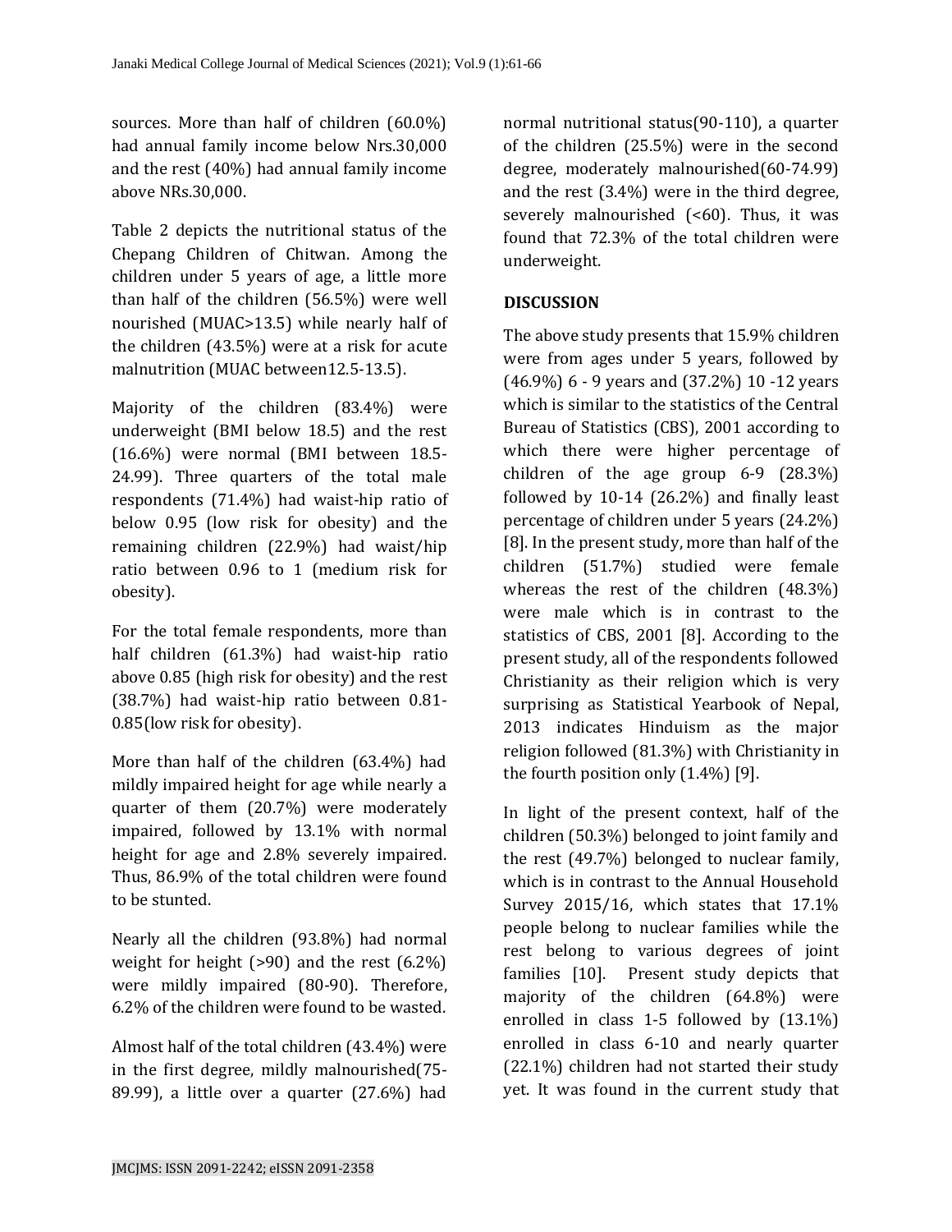sources. More than half of children (60.0%) had annual family income below Nrs.30,000 and the rest (40%) had annual family income above NRs.30,000.

Table 2 depicts the nutritional status of the Chepang Children of Chitwan. Among the children under 5 years of age, a little more than half of the children (56.5%) were well nourished (MUAC>13.5) while nearly half of the children (43.5%) were at a risk for acute malnutrition (MUAC between12.5-13.5).

Majority of the children (83.4%) were underweight (BMI below 18.5) and the rest (16.6%) were normal (BMI between 18.5-24.99). Three quarters of the total male respondents (71.4%) had waist-hip ratio of below 0.95 (low risk for obesity) and the remaining children (22.9%) had waist/hip ratio between 0.96 to 1 (medium risk for obesity).

For the total female respondents, more than half children (61.3%) had waist-hip ratio above 0.85 (high risk for obesity) and the rest (38.7%) had waist-hip ratio between 0.81-0.85(low risk for obesity).

More than half of the children (63.4%) had mildly impaired height for age while nearly a quarter of them (20.7%) were moderately impaired, followed by 13.1% with normal height for age and 2.8% severely impaired. Thus, 86.9% of the total children were found to be stunted.

Nearly all the children (93.8%) had normal weight for height (>90) and the rest (6.2%) were mildly impaired (80-90). Therefore, 6.2% of the children were found to be wasted.

Almost half of the total children (43.4%) were in the first degree, mildly malnourished(75-89.99), a little over a quarter (27.6%) had normal nutritional status(90-110), a quarter of the children (25.5%) were in the second degree, moderately malnourished(60-74.99) and the rest (3.4%) were in the third degree, severely malnourished (<60). Thus, it was found that 72.3% of the total children were underweight.

## DISCUSSION

The above study presents that 15.9% children were from ages under 5 years, followed by (46.9%) 6 - 9 years and (37.2%) 10 -12 years which is similar to the statistics of the Central Bureau of Statistics (CBS), 2001 according to which there were higher percentage of children of the age group 6-9 (28.3%) followed by 10-14 (26.2%) and finally least percentage of children under 5 years (24.2%) [8]. In the present study, more than half of the children (51.7%) studied were female whereas the rest of the children (48.3%) were male which is in contrast to the statistics of CBS, 2001 [8]. According to the present study, all of the respondents followed Christianity as their religion which is very surprising as Statistical Yearbook of Nepal, 2013 indicates Hinduism as the major religion followed (81.3%) with Christianity in the fourth position only (1.4%) [9].

In light of the present context, half of the children (50.3%) belonged to joint family and the rest (49.7%) belonged to nuclear family, which is in contrast to the Annual Household Survey 2015/16, which states that 17.1% people belong to nuclear families while the rest belong to various degrees of joint families [10]. Present study depicts that majority of the children (64.8%) were enrolled in class 1-5 followed by (13.1%) enrolled in class 6-10 and nearly quarter (22.1%) children had not started their study yet. It was found in the current study that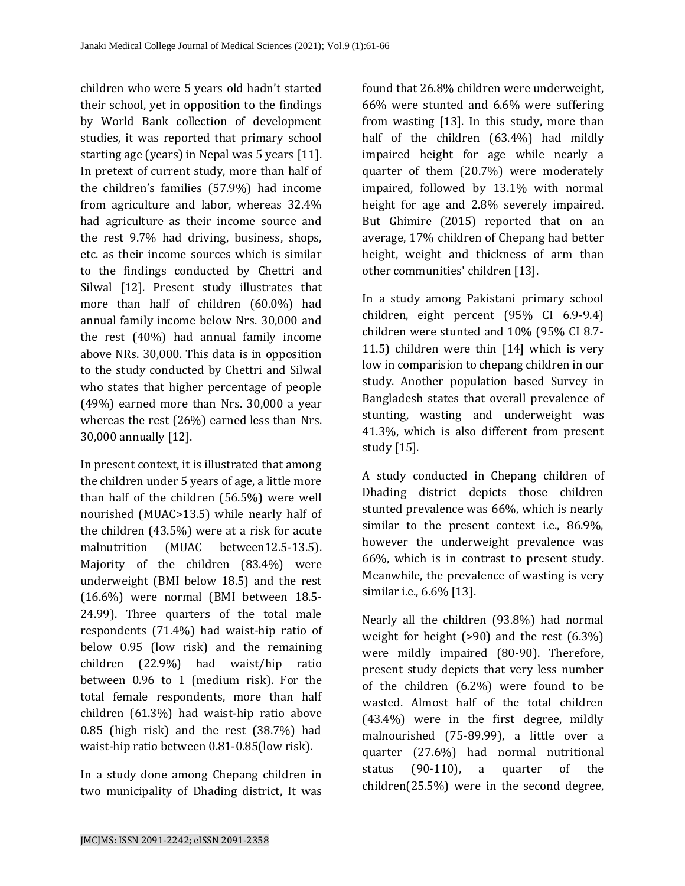children who were 5 years old hadn't started their school, yet in opposition to the findings by World Bank collection of development studies, it was reported that primary school starting age (years) in Nepal was 5 years [11]. In pretext of current study, more than half of the children's families (57.9%) had income from agriculture and labor, whereas 32.4% had agriculture as their income source and the rest 9.7% had driving, business, shops, etc. as their income sources which is similar to the findings conducted by Chettri and Silwal [12]. Present study illustrates that more than half of children (60.0%) had annual family income below Nrs. 30,000 and the rest (40%) had annual family income above NRs. 30,000. This data is in opposition to the study conducted by Chettri and Silwal who states that higher percentage of people (49%) earned more than Nrs. 30,000 a year whereas the rest (26%) earned less than Nrs. 30,000 annually [12].

In present context, it is illustrated that among the children under 5 years of age, a little more than half of the children (56.5%) were well nourished (MUAC>13.5) while nearly half of the children (43.5%) were at a risk for acute malnutrition (MUAC between12.5-13.5). Majority of the children (83.4%) were underweight (BMI below 18.5) and the rest (16.6%) were normal (BMI between 18.5-24.99). Three quarters of the total male respondents (71.4%) had waist-hip ratio of below 0.95 (low risk) and the remaining children (22.9%) had waist/hip ratio between 0.96 to 1 (medium risk). For the total female respondents, more than half children (61.3%) had waist-hip ratio above 0.85 (high risk) and the rest (38.7%) had waist-hip ratio between 0.81-0.85(low risk).

In a study done among Chepang children in two municipality of Dhading district, It was found that 26.8% children were underweight, 66% were stunted and 6.6% were suffering from wasting [13]. In this study, more than half of the children (63.4%) had mildly impaired height for age while nearly a quarter of them (20.7%) were moderately impaired, followed by 13.1% with normal height for age and 2.8% severely impaired. But Ghimire (2015) reported that on an average, 17% children of Chepang had better height, weight and thickness of arm than other communities' children [13].

In a study among Pakistani primary school children, eight percent (95% CI 6.9-9.4) children were stunted and 10% (95% CI 8.7-11.5) children were thin [14] which is very low in comparision to chepang children in our study. Another population based Survey in Bangladesh states that overall prevalence of stunting, wasting and underweight was 41.3%, which is also different from present study [15].

A study conducted in Chepang children of Dhading district depicts those children stunted prevalence was 66%, which is nearly similar to the present context i.e., 86.9%, however the underweight prevalence was 66%, which is in contrast to present study. Meanwhile, the prevalence of wasting is very similar i.e., 6.6% [13].

Nearly all the children (93.8%) had normal weight for height (>90) and the rest (6.3%) were mildly impaired (80-90). Therefore, present study depicts that very less number of the children (6.2%) were found to be wasted. Almost half of the total children (43.4%) were in the first degree, mildly malnourished (75-89.99), a little over a quarter (27.6%) had normal nutritional status (90-110), a quarter of the children(25.5%) were in the second degree,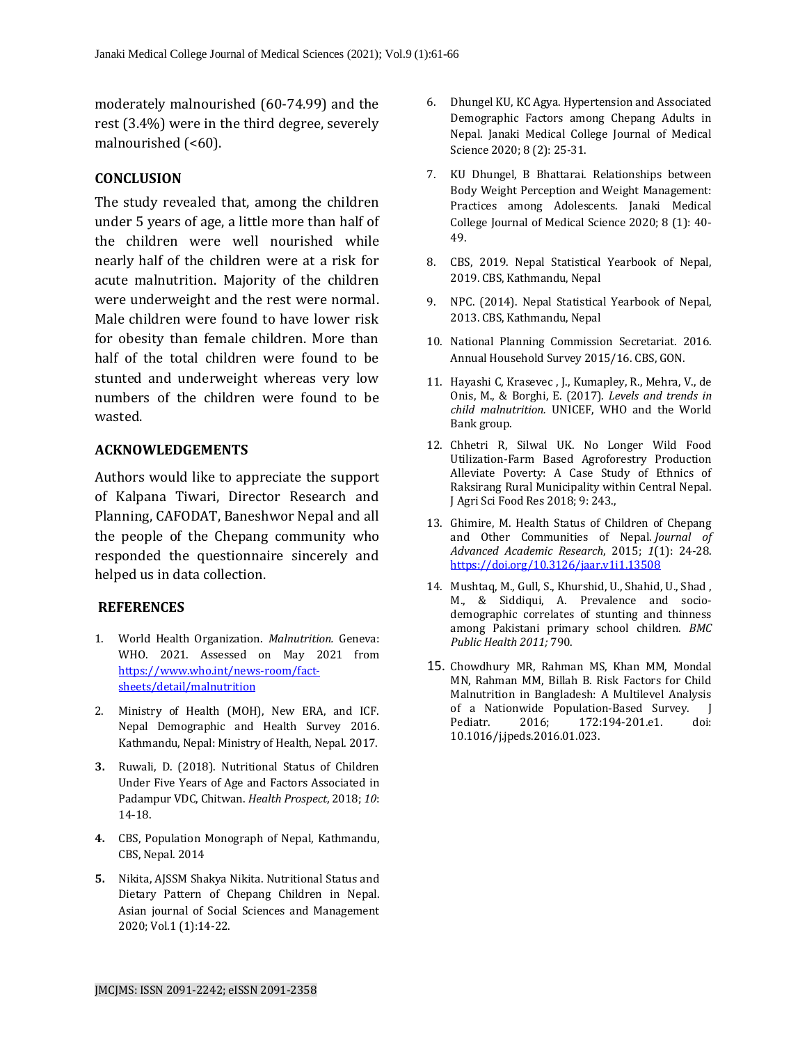moderately malnourished (60-74.99) and the rest (3.4%) were in the third degree, severely malnourished (<60).

## CONCLUSION

The study revealed that, among the children under 5 years of age, a little more than half of the children were well nourished while nearly half of the children were at a risk for acute malnutrition. Majority of the children were underweight and the rest were normal. Male children were found to have lower risk for obesity than female children. More than half of the total children were found to be stunted and underweight whereas very low numbers of the children were found to be wasted.

## ACKNOWLEDGEMENTS

Authors would like to appreciate the support of Kalpana Tiwari, Director Research and Planning, CAFODAT, Baneshwor Nepal and all the people of the Chepang community who responded the questionnaire sincerely and helped us in data collection.

## REFERENCES

1. World Health Organization. *Malnutrition.* Geneva: WHO. 2021. Assessed on May 2021 from https://www.who.int/news-room/fact-sheets/detail/malnutrition
2. Ministry of Health (MOH), New ERA, and ICF. Nepal Demographic and Health Survey 2016. Kathmandu, Nepal: Ministry of Health, Nepal. 2017.
3. Ruwali, D. (2018). Nutritional Status of Children Under Five Years of Age and Factors Associated in Padampur VDC, Chitwan. *Health Prospect*, 2018; *10*: 14-18.
4. CBS, Population Monograph of Nepal, Kathmandu, CBS, Nepal. 2014
5. Nikita, AJSSM Shakya Nikita. Nutritional Status and Dietary Pattern of Chepang Children in Nepal. Asian journal of Social Sciences and Management 2020; Vol.1 (1):14-22.
6. Dhungel KU, KC Agya. Hypertension and Associated Demographic Factors among Chepang Adults in Nepal. Janaki Medical College Journal of Medical Science 2020; 8 (2): 25-31.
7. KU Dhungel, B Bhattarai. Relationships between Body Weight Perception and Weight Management: Practices among Adolescents. Janaki Medical College Journal of Medical Science 2020; 8 (1): 40-49.
8. CBS, 2019. Nepal Statistical Yearbook of Nepal, 2019. CBS, Kathmandu, Nepal
9. NPC. (2014). Nepal Statistical Yearbook of Nepal, 2013. CBS, Kathmandu, Nepal
10. National Planning Commission Secretariat. 2016. Annual Household Survey 2015/16. CBS, GON.
11. Hayashi C, Krasevec , J., Kumapley, R., Mehra, V., de Onis, M., & Borghi, E. (2017). *Levels and trends in child malnutrition.* UNICEF, WHO and the World Bank group.
12. Chhetri R, Silwal UK. No Longer Wild Food Utilization-Farm Based Agroforestry Production Alleviate Poverty: A Case Study of Ethnics of Raksirang Rural Municipality within Central Nepal. J Agri Sci Food Res 2018; 9: 243.,
13. Ghimire, M. Health Status of Children of Chepang and Other Communities of Nepal. *Journal of Advanced Academic Research*, 2015; *1*(1): 24-28. https://doi.org/10.3126/jaar.v1i1.13508
14. Mushtaq, M., Gull, S., Khurshid, U., Shahid, U., Shad , M., & Siddiqui, A. Prevalence and socio-demographic correlates of stunting and thinness among Pakistani primary school children. *BMC Public Health 2011;* 790.
15. Chowdhury MR, Rahman MS, Khan MM, Mondal MN, Rahman MM, Billah B. Risk Factors for Child Malnutrition in Bangladesh: A Multilevel Analysis of a Nationwide Population-Based Survey. J Pediatr. 2016; 172:194-201.e1. doi: 10.1016/j.jpeds.2016.01.023.